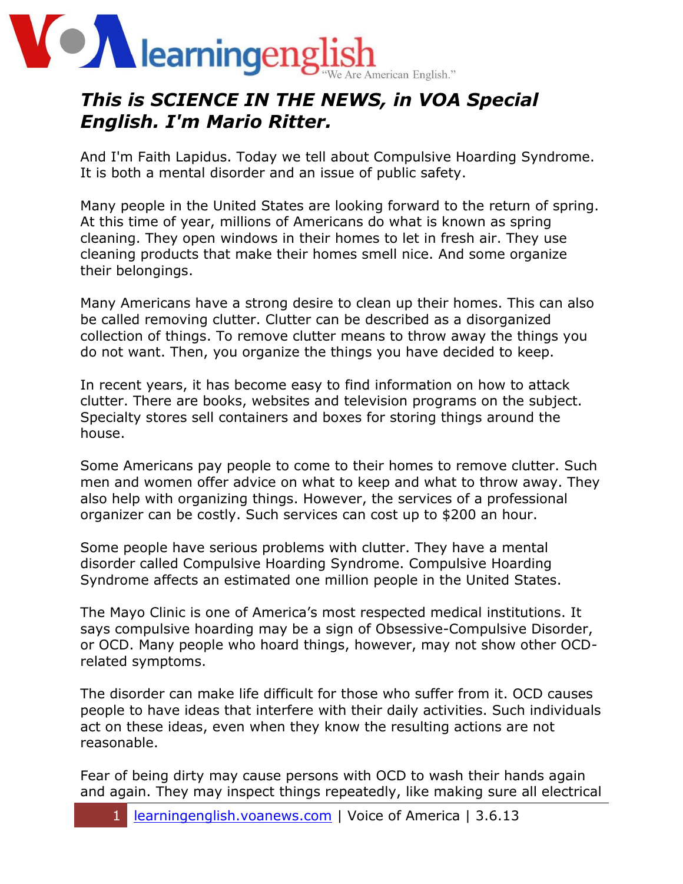# *This is SCIENCE IN THE NEWS, in VOA Special English. I'm Mario Ritter.*

And I'm Faith Lapidus. Today we tell about Compulsive Hoarding Syndrome. It is both a mental disorder and an issue of public safety.

Many people in the United States are looking forward to the return of spring. At this time of year, millions of Americans do what is known as spring cleaning. They open windows in their homes to let in fresh air. They use cleaning products that make their homes smell nice. And some organize their belongings.

Many Americans have a strong desire to clean up their homes. This can also be called removing clutter. Clutter can be described as a disorganized collection of things. To remove clutter means to throw away the things you do not want. Then, you organize the things you have decided to keep.

In recent years, it has become easy to find information on how to attack clutter. There are books, websites and television programs on the subject. Specialty stores sell containers and boxes for storing things around the house.

Some Americans pay people to come to their homes to remove clutter. Such men and women offer advice on what to keep and what to throw away. They also help with organizing things. However, the services of a professional organizer can be costly. Such services can cost up to $200 an hour.

Some people have serious problems with clutter. They have a mental disorder called Compulsive Hoarding Syndrome. Compulsive Hoarding Syndrome affects an estimated one million people in the United States.

The Mayo Clinic is one of America's most respected medical institutions. It says compulsive hoarding may be a sign of Obsessive-Compulsive Disorder, or OCD. Many people who hoard things, however, may not show other OCD-related symptoms.

The disorder can make life difficult for those who suffer from it. OCD causes people to have ideas that interfere with their daily activities. Such individuals act on these ideas, even when they know the resulting actions are not reasonable.

Fear of being dirty may cause persons with OCD to wash their hands again and again. They may inspect things repeatedly, like making sure all electrical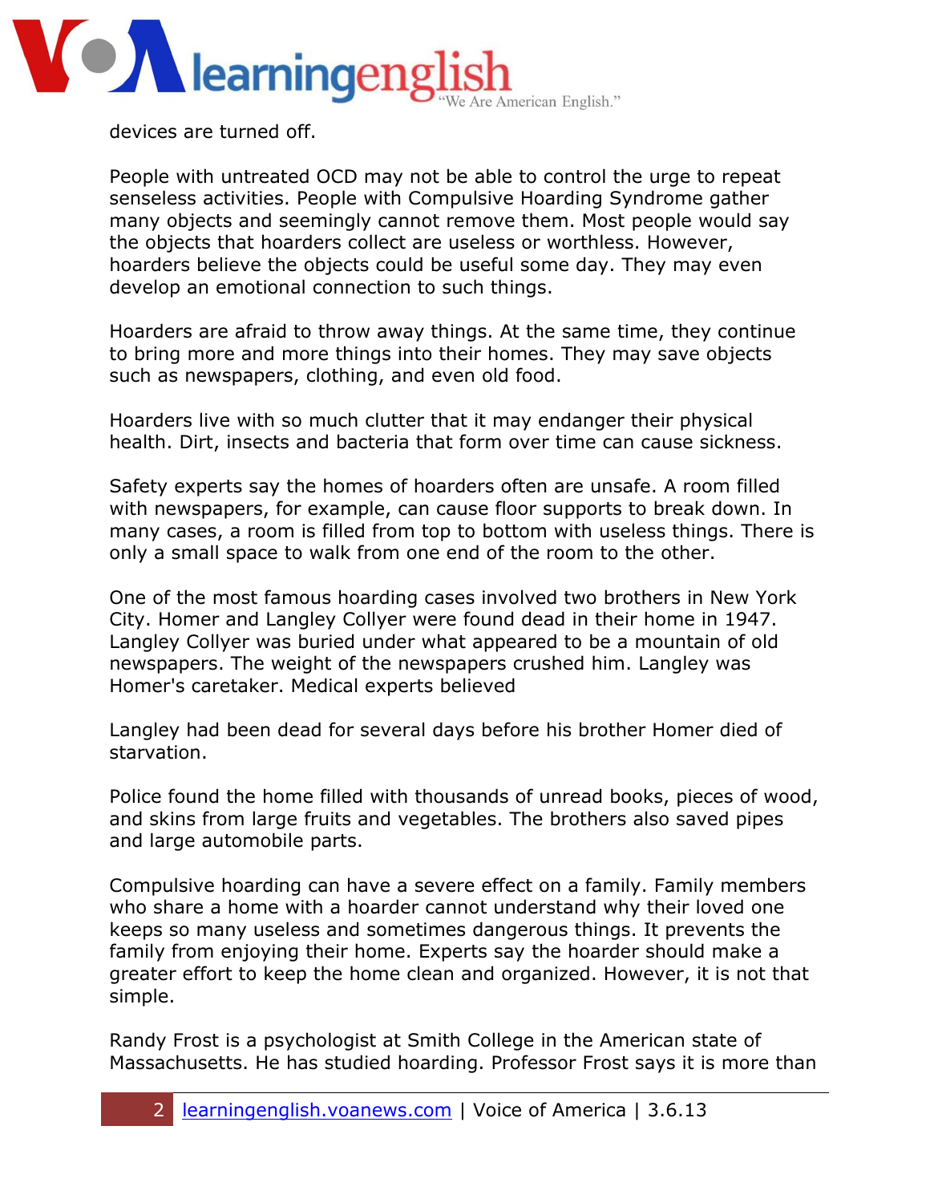devices are turned off.

People with untreated OCD may not be able to control the urge to repeat senseless activities. People with Compulsive Hoarding Syndrome gather many objects and seemingly cannot remove them. Most people would say the objects that hoarders collect are useless or worthless. However, hoarders believe the objects could be useful some day. They may even develop an emotional connection to such things.

Hoarders are afraid to throw away things. At the same time, they continue to bring more and more things into their homes. They may save objects such as newspapers, clothing, and even old food.

Hoarders live with so much clutter that it may endanger their physical health. Dirt, insects and bacteria that form over time can cause sickness.

Safety experts say the homes of hoarders often are unsafe. A room filled with newspapers, for example, can cause floor supports to break down. In many cases, a room is filled from top to bottom with useless things. There is only a small space to walk from one end of the room to the other.

One of the most famous hoarding cases involved two brothers in New York City. Homer and Langley Collyer were found dead in their home in 1947. Langley Collyer was buried under what appeared to be a mountain of old newspapers. The weight of the newspapers crushed him. Langley was Homer's caretaker. Medical experts believed

Langley had been dead for several days before his brother Homer died of starvation.

Police found the home filled with thousands of unread books, pieces of wood, and skins from large fruits and vegetables. The brothers also saved pipes and large automobile parts.

Compulsive hoarding can have a severe effect on a family. Family members who share a home with a hoarder cannot understand why their loved one keeps so many useless and sometimes dangerous things. It prevents the family from enjoying their home. Experts say the hoarder should make a greater effort to keep the home clean and organized. However, it is not that simple.

Randy Frost is a psychologist at Smith College in the American state of Massachusetts. He has studied hoarding. Professor Frost says it is more than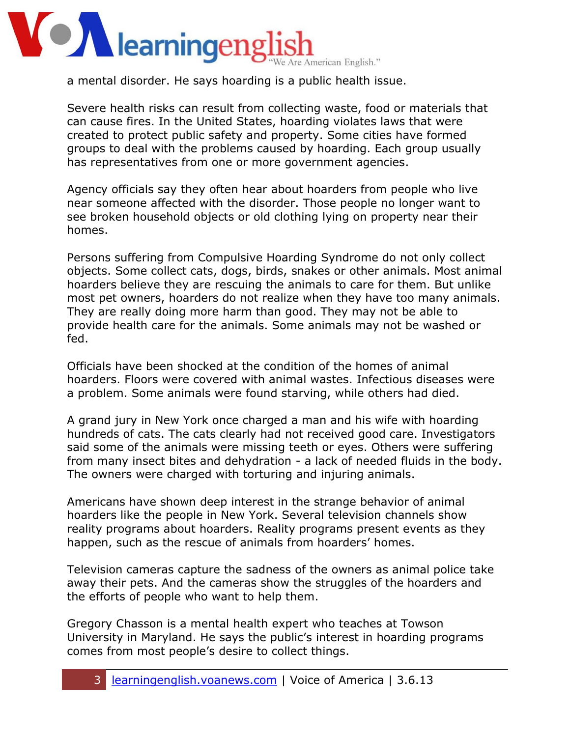a mental disorder. He says hoarding is a public health issue.

Severe health risks can result from collecting waste, food or materials that can cause fires. In the United States, hoarding violates laws that were created to protect public safety and property. Some cities have formed groups to deal with the problems caused by hoarding. Each group usually has representatives from one or more government agencies.

Agency officials say they often hear about hoarders from people who live near someone affected with the disorder. Those people no longer want to see broken household objects or old clothing lying on property near their homes.

Persons suffering from Compulsive Hoarding Syndrome do not only collect objects. Some collect cats, dogs, birds, snakes or other animals. Most animal hoarders believe they are rescuing the animals to care for them. But unlike most pet owners, hoarders do not realize when they have too many animals. They are really doing more harm than good. They may not be able to provide health care for the animals. Some animals may not be washed or fed.

Officials have been shocked at the condition of the homes of animal hoarders. Floors were covered with animal wastes. Infectious diseases were a problem. Some animals were found starving, while others had died.

A grand jury in New York once charged a man and his wife with hoarding hundreds of cats. The cats clearly had not received good care. Investigators said some of the animals were missing teeth or eyes. Others were suffering from many insect bites and dehydration - a lack of needed fluids in the body. The owners were charged with torturing and injuring animals.

Americans have shown deep interest in the strange behavior of animal hoarders like the people in New York. Several television channels show reality programs about hoarders. Reality programs present events as they happen, such as the rescue of animals from hoarders' homes.

Television cameras capture the sadness of the owners as animal police take away their pets. And the cameras show the struggles of the hoarders and the efforts of people who want to help them.

Gregory Chasson is a mental health expert who teaches at Towson University in Maryland. He says the public's interest in hoarding programs comes from most people's desire to collect things.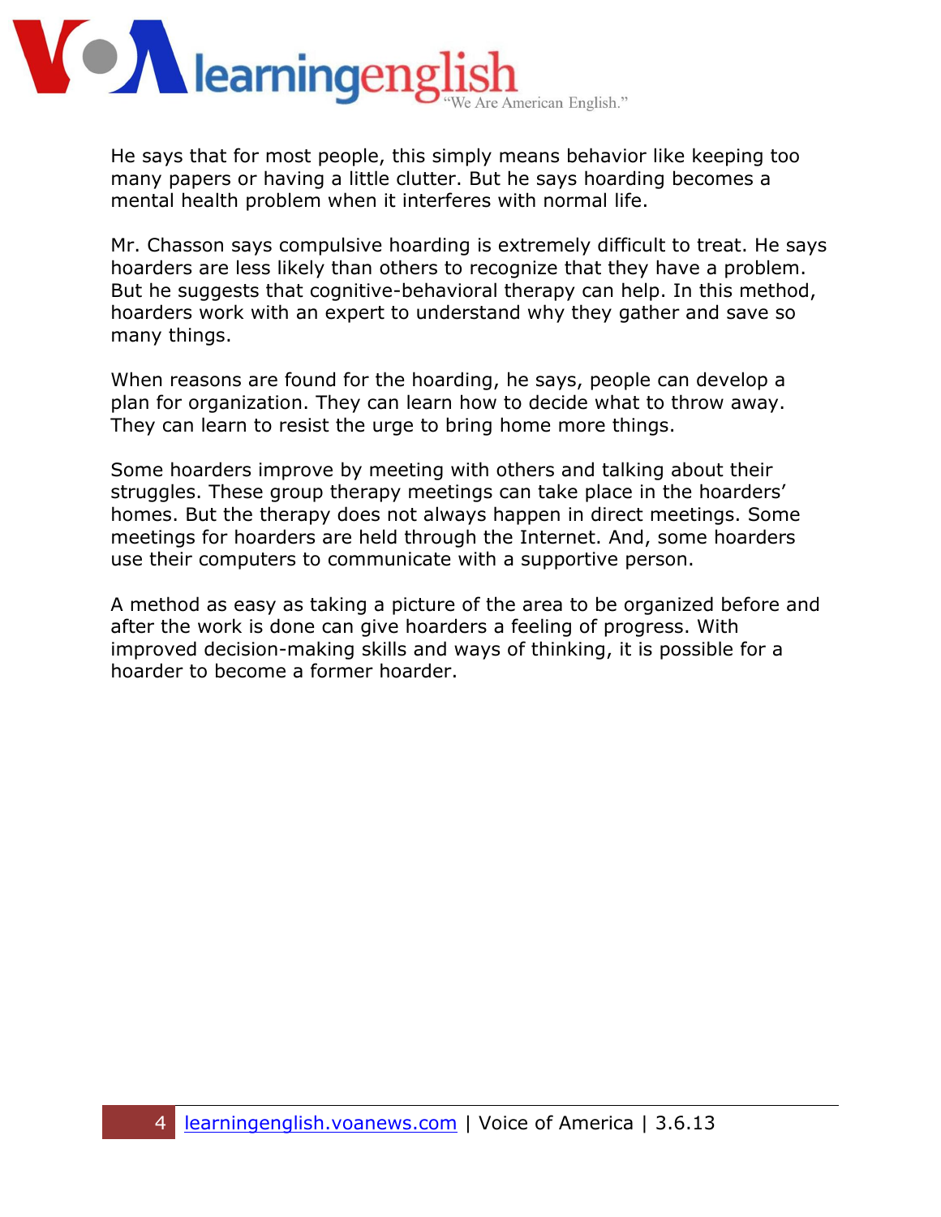He says that for most people, this simply means behavior like keeping too many papers or having a little clutter. But he says hoarding becomes a mental health problem when it interferes with normal life.

Mr. Chasson says compulsive hoarding is extremely difficult to treat. He says hoarders are less likely than others to recognize that they have a problem. But he suggests that cognitive-behavioral therapy can help. In this method, hoarders work with an expert to understand why they gather and save so many things.

When reasons are found for the hoarding, he says, people can develop a plan for organization. They can learn how to decide what to throw away. They can learn to resist the urge to bring home more things.

Some hoarders improve by meeting with others and talking about their struggles. These group therapy meetings can take place in the hoarders' homes. But the therapy does not always happen in direct meetings. Some meetings for hoarders are held through the Internet. And, some hoarders use their computers to communicate with a supportive person.

A method as easy as taking a picture of the area to be organized before and after the work is done can give hoarders a feeling of progress. With improved decision-making skills and ways of thinking, it is possible for a hoarder to become a former hoarder.